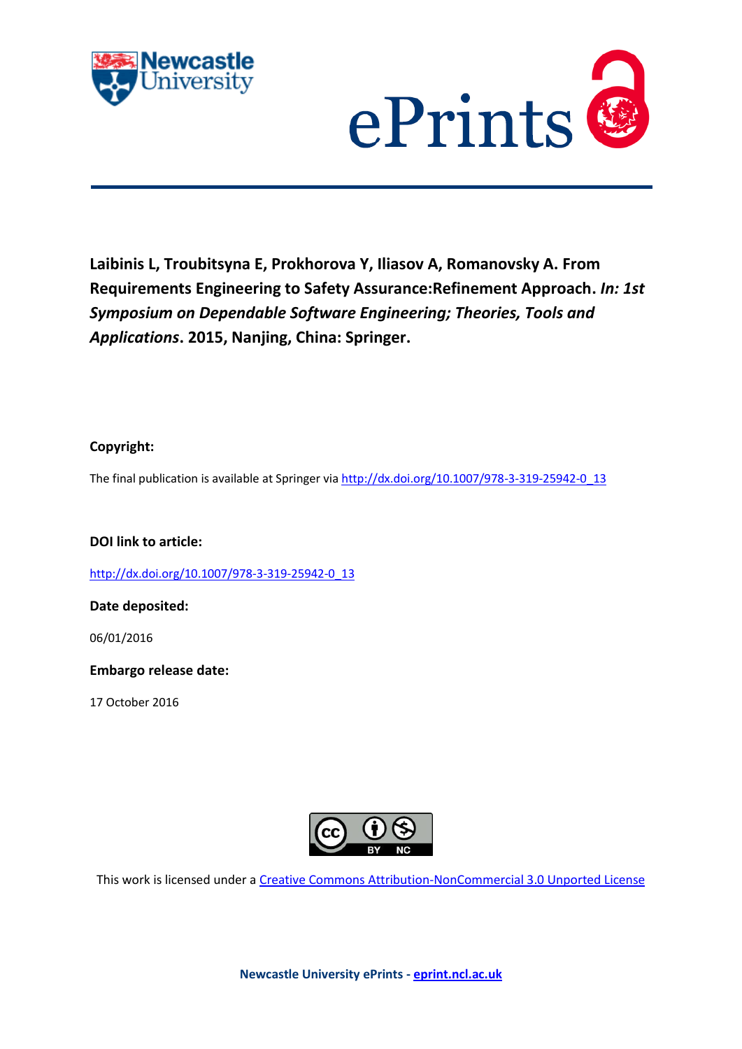**Laibinis L, Troubitsyna E, Prokhorova Y, Iliasov A, Romanovsky A. From Requirements Engineering to Safety Assurance:Refinement Approach.** ***In: 1st Symposium on Dependable Software Engineering; Theories, Tools and Applications*****. 2015, Nanjing, China: Springer.**

**Copyright:**

The final publication is available at Springer via http://dx.doi.org/10.1007/978-3-319-25942-0_13

**DOI link to article:**

http://dx.doi.org/10.1007/978-3-319-25942-0_13

**Date deposited:**

06/01/2016

**Embargo release date:**

17 October 2016

This work is licensed under a Creative Commons Attribution-NonCommercial 3.0 Unported License

**Newcastle University ePrints - eprint.ncl.ac.uk**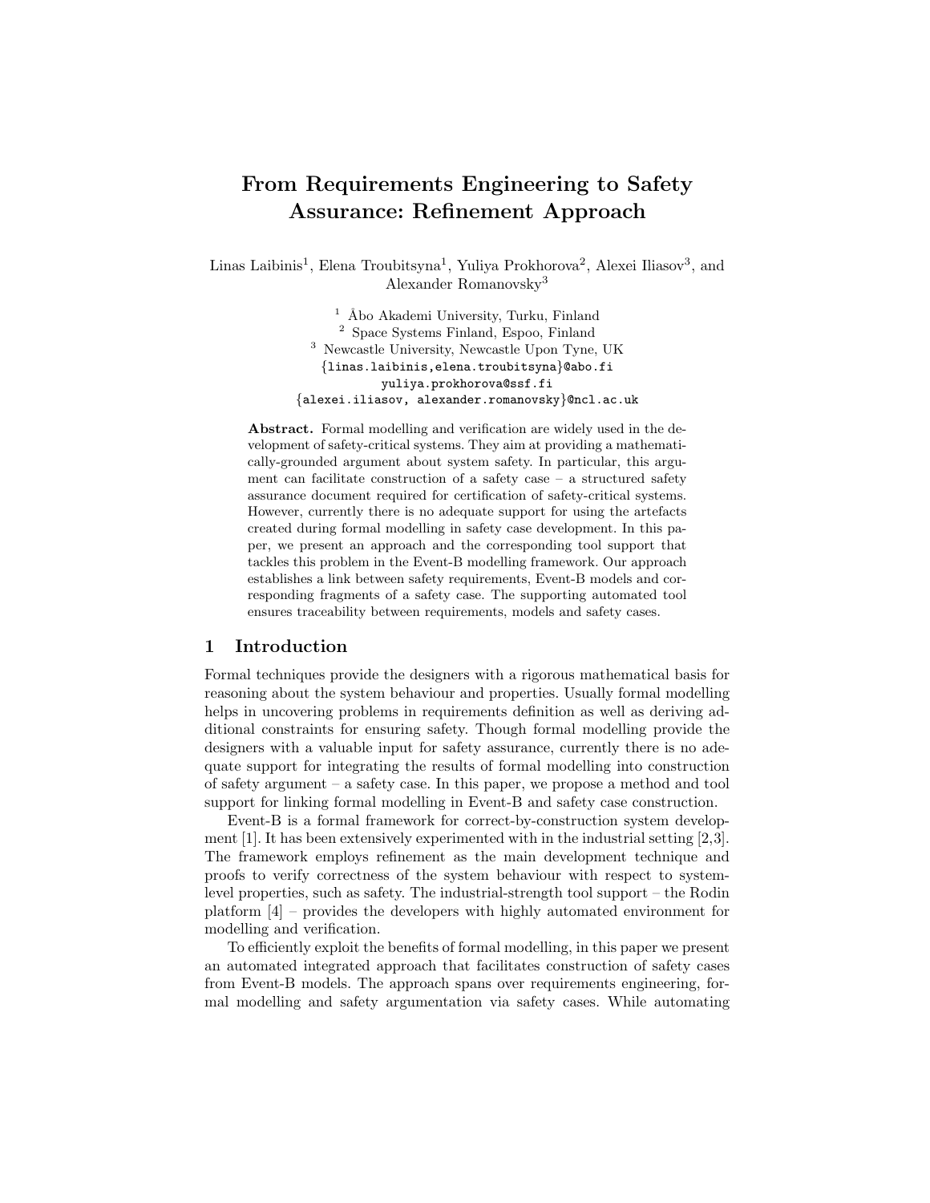# From Requirements Engineering to Safety Assurance: Refinement Approach

Linas Laibinis[1], Elena Troubitsyna[1], Yuliya Prokhorova[2], Alexei Iliasov[3], and Alexander Romanovsky[3]

[1] Åbo Akademi University, Turku, Finland
[2] Space Systems Finland, Espoo, Finland
[3] Newcastle University, Newcastle Upon Tyne, UK
{linas.laibinis,elena.troubitsyna}@abo.fi
yuliya.prokhorova@ssf.fi
{alexei.iliasov, alexander.romanovsky}@ncl.ac.uk

**Abstract.** Formal modelling and verification are widely used in the development of safety-critical systems. They aim at providing a mathematically-grounded argument about system safety. In particular, this argument can facilitate construction of a safety case – a structured safety assurance document required for certification of safety-critical systems. However, currently there is no adequate support for using the artefacts created during formal modelling in safety case development. In this paper, we present an approach and the corresponding tool support that tackles this problem in the Event-B modelling framework. Our approach establishes a link between safety requirements, Event-B models and corresponding fragments of a safety case. The supporting automated tool ensures traceability between requirements, models and safety cases.

## 1 Introduction

Formal techniques provide the designers with a rigorous mathematical basis for reasoning about the system behaviour and properties. Usually formal modelling helps in uncovering problems in requirements definition as well as deriving additional constraints for ensuring safety. Though formal modelling provide the designers with a valuable input for safety assurance, currently there is no adequate support for integrating the results of formal modelling into construction of safety argument – a safety case. In this paper, we propose a method and tool support for linking formal modelling in Event-B and safety case construction.

Event-B is a formal framework for correct-by-construction system development [1]. It has been extensively experimented with in the industrial setting [2,3]. The framework employs refinement as the main development technique and proofs to verify correctness of the system behaviour with respect to system-level properties, such as safety. The industrial-strength tool support – the Rodin platform [4] – provides the developers with highly automated environment for modelling and verification.

To efficiently exploit the benefits of formal modelling, in this paper we present an automated integrated approach that facilitates construction of safety cases from Event-B models. The approach spans over requirements engineering, formal modelling and safety argumentation via safety cases. While automating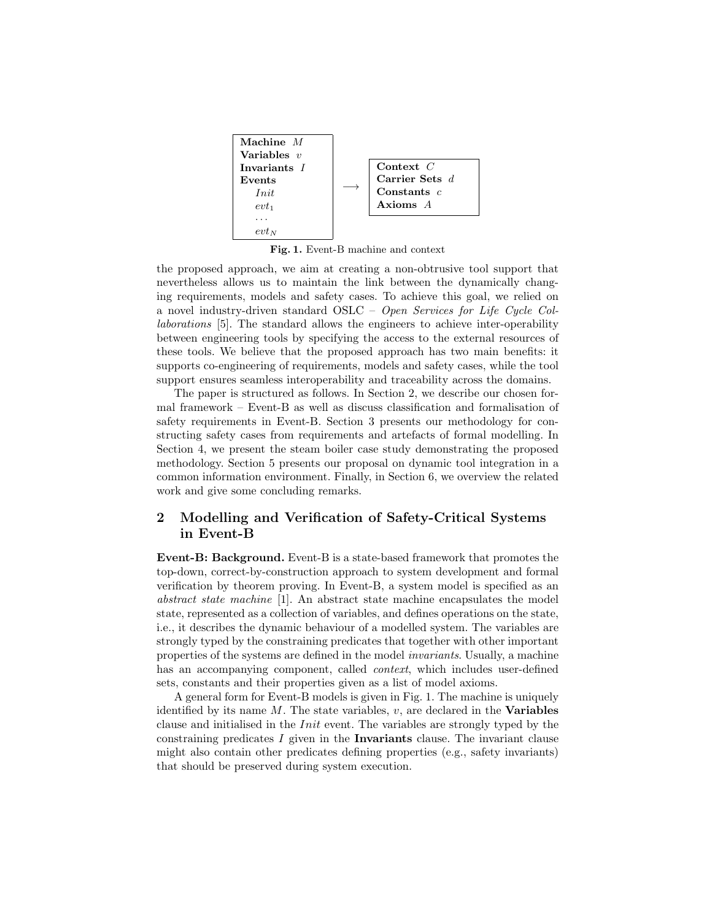```
Machine M                    Context C
Variables v                  Carrier Sets d
Invariants I        →        Constants c
Events                       Axioms A
    Init
    evt_1
    ...
    evt_N
```

**Fig. 1.** Event-B machine and context

the proposed approach, we aim at creating a non-obtrusive tool support that nevertheless allows us to maintain the link between the dynamically changing requirements, models and safety cases. To achieve this goal, we relied on a novel industry-driven standard OSLC – *Open Services for Life Cycle Collaborations* [5]. The standard allows the engineers to achieve inter-operability between engineering tools by specifying the access to the external resources of these tools. We believe that the proposed approach has two main benefits: it supports co-engineering of requirements, models and safety cases, while the tool support ensures seamless interoperability and traceability across the domains.

The paper is structured as follows. In Section 2, we describe our chosen formal framework – Event-B as well as discuss classification and formalisation of safety requirements in Event-B. Section 3 presents our methodology for constructing safety cases from requirements and artefacts of formal modelling. In Section 4, we present the steam boiler case study demonstrating the proposed methodology. Section 5 presents our proposal on dynamic tool integration in a common information environment. Finally, in Section 6, we overview the related work and give some concluding remarks.

## 2 Modelling and Verification of Safety-Critical Systems in Event-B

**Event-B: Background.** Event-B is a state-based framework that promotes the top-down, correct-by-construction approach to system development and formal verification by theorem proving. In Event-B, a system model is specified as an *abstract state machine* [1]. An abstract state machine encapsulates the model state, represented as a collection of variables, and defines operations on the state, i.e., it describes the dynamic behaviour of a modelled system. The variables are strongly typed by the constraining predicates that together with other important properties of the systems are defined in the model *invariants*. Usually, a machine has an accompanying component, called *context*, which includes user-defined sets, constants and their properties given as a list of model axioms.

A general form for Event-B models is given in Fig. 1. The machine is uniquely identified by its name $M$. The state variables, $v$, are declared in the **Variables** clause and initialised in the *Init* event. The variables are strongly typed by the constraining predicates $I$ given in the **Invariants** clause. The invariant clause might also contain other predicates defining properties (e.g., safety invariants) that should be preserved during system execution.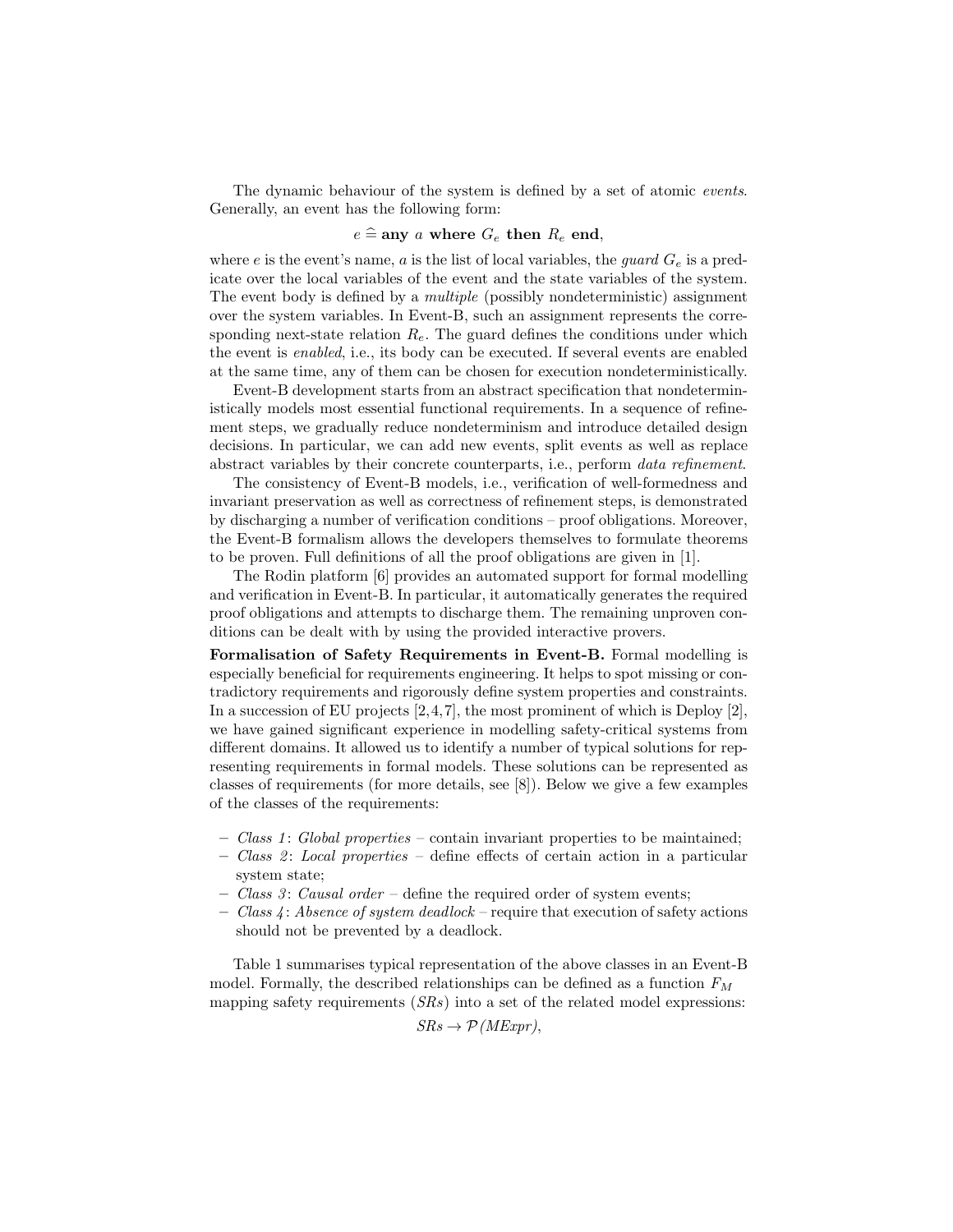The dynamic behaviour of the system is defined by a set of atomic *events*. Generally, an event has the following form:

$$e \mathrel{\widehat{=}} \textbf{any}\ a\ \textbf{where}\ G_e\ \textbf{then}\ R_e\ \textbf{end},$$

where $e$ is the event's name, $a$ is the list of local variables, the *guard* $G_e$ is a predicate over the local variables of the event and the state variables of the system. The event body is defined by a *multiple* (possibly nondeterministic) assignment over the system variables. In Event-B, such an assignment represents the corresponding next-state relation $R_e$. The guard defines the conditions under which the event is *enabled*, i.e., its body can be executed. If several events are enabled at the same time, any of them can be chosen for execution nondeterministically.

Event-B development starts from an abstract specification that nondeterministically models most essential functional requirements. In a sequence of refinement steps, we gradually reduce nondeterminism and introduce detailed design decisions. In particular, we can add new events, split events as well as replace abstract variables by their concrete counterparts, i.e., perform *data refinement*.

The consistency of Event-B models, i.e., verification of well-formedness and invariant preservation as well as correctness of refinement steps, is demonstrated by discharging a number of verification conditions – proof obligations. Moreover, the Event-B formalism allows the developers themselves to formulate theorems to be proven. Full definitions of all the proof obligations are given in [1].

The Rodin platform [6] provides an automated support for formal modelling and verification in Event-B. In particular, it automatically generates the required proof obligations and attempts to discharge them. The remaining unproven conditions can be dealt with by using the provided interactive provers.

**Formalisation of Safety Requirements in Event-B.** Formal modelling is especially beneficial for requirements engineering. It helps to spot missing or contradictory requirements and rigorously define system properties and constraints. In a succession of EU projects [2,4,7], the most prominent of which is Deploy [2], we have gained significant experience in modelling safety-critical systems from different domains. It allowed us to identify a number of typical solutions for representing requirements in formal models. These solutions can be represented as classes of requirements (for more details, see [8]). Below we give a few examples of the classes of the requirements:

- *Class 1*: *Global properties* – contain invariant properties to be maintained;
- *Class 2*: *Local properties* – define effects of certain action in a particular system state;
- *Class 3*: *Causal order* – define the required order of system events;
- *Class 4*: *Absence of system deadlock* – require that execution of safety actions should not be prevented by a deadlock.

Table 1 summarises typical representation of the above classes in an Event-B model. Formally, the described relationships can be defined as a function $F_M$ mapping safety requirements (*SRs*) into a set of the related model expressions:

$$SRs \rightarrow \mathcal{P}(MExpr),$$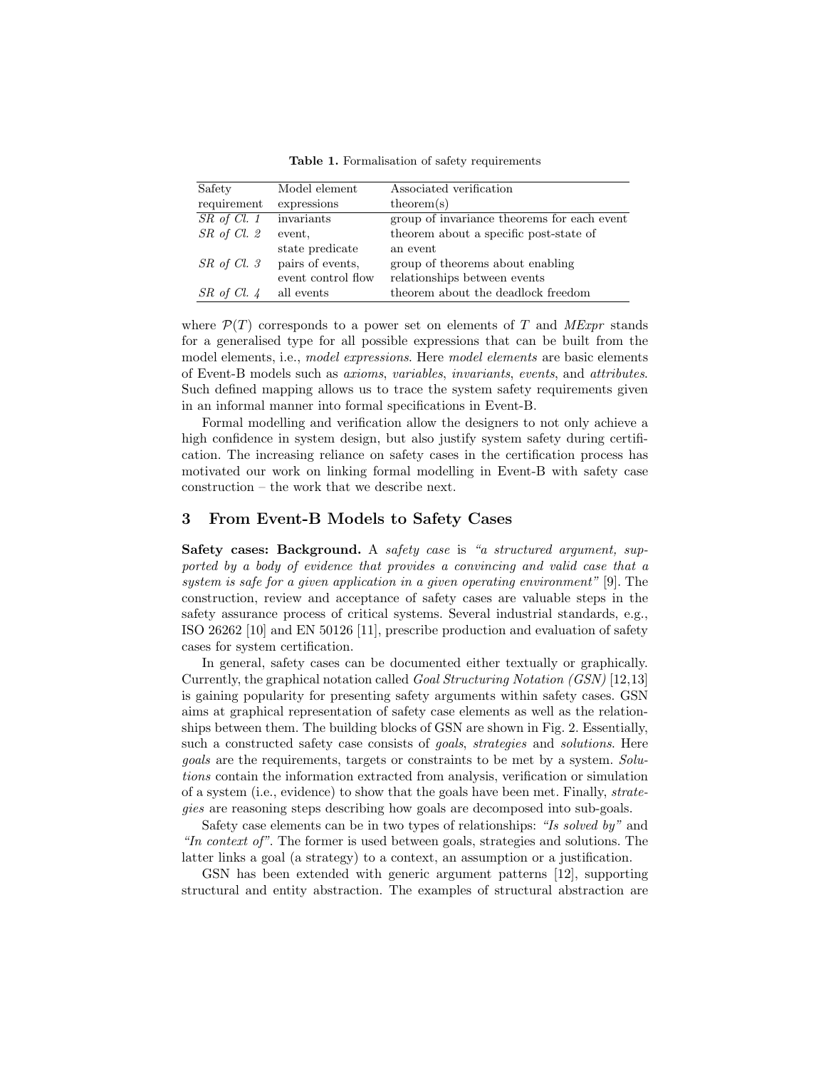**Table 1.** Formalisation of safety requirements

| Safety requirement | Model element expressions | Associated verification theorem(s) |
|---|---|---|
| *SR of Cl. 1* | invariants | group of invariance theorems for each event |
| *SR of Cl. 2* | event, state predicate | theorem about a specific post-state of an event |
| *SR of Cl. 3* | pairs of events, event control flow | group of theorems about enabling relationships between events |
| *SR of Cl. 4* | all events | theorem about the deadlock freedom |

where $\mathcal{P}(T)$ corresponds to a power set on elements of $T$ and *MExpr* stands for a generalised type for all possible expressions that can be built from the model elements, i.e., *model expressions*. Here *model elements* are basic elements of Event-B models such as *axioms*, *variables*, *invariants*, *events*, and *attributes*. Such defined mapping allows us to trace the system safety requirements given in an informal manner into formal specifications in Event-B.

Formal modelling and verification allow the designers to not only achieve a high confidence in system design, but also justify system safety during certification. The increasing reliance on safety cases in the certification process has motivated our work on linking formal modelling in Event-B with safety case construction – the work that we describe next.

## 3 From Event-B Models to Safety Cases

**Safety cases: Background.** A *safety case* is *"a structured argument, supported by a body of evidence that provides a convincing and valid case that a system is safe for a given application in a given operating environment"* [9]. The construction, review and acceptance of safety cases are valuable steps in the safety assurance process of critical systems. Several industrial standards, e.g., ISO 26262 [10] and EN 50126 [11], prescribe production and evaluation of safety cases for system certification.

In general, safety cases can be documented either textually or graphically. Currently, the graphical notation called *Goal Structuring Notation (GSN)* [12,13] is gaining popularity for presenting safety arguments within safety cases. GSN aims at graphical representation of safety case elements as well as the relationships between them. The building blocks of GSN are shown in Fig. 2. Essentially, such a constructed safety case consists of *goals*, *strategies* and *solutions*. Here *goals* are the requirements, targets or constraints to be met by a system. *Solutions* contain the information extracted from analysis, verification or simulation of a system (i.e., evidence) to show that the goals have been met. Finally, *strategies* are reasoning steps describing how goals are decomposed into sub-goals.

Safety case elements can be in two types of relationships: *"Is solved by"* and *"In context of"*. The former is used between goals, strategies and solutions. The latter links a goal (a strategy) to a context, an assumption or a justification.

GSN has been extended with generic argument patterns [12], supporting structural and entity abstraction. The examples of structural abstraction are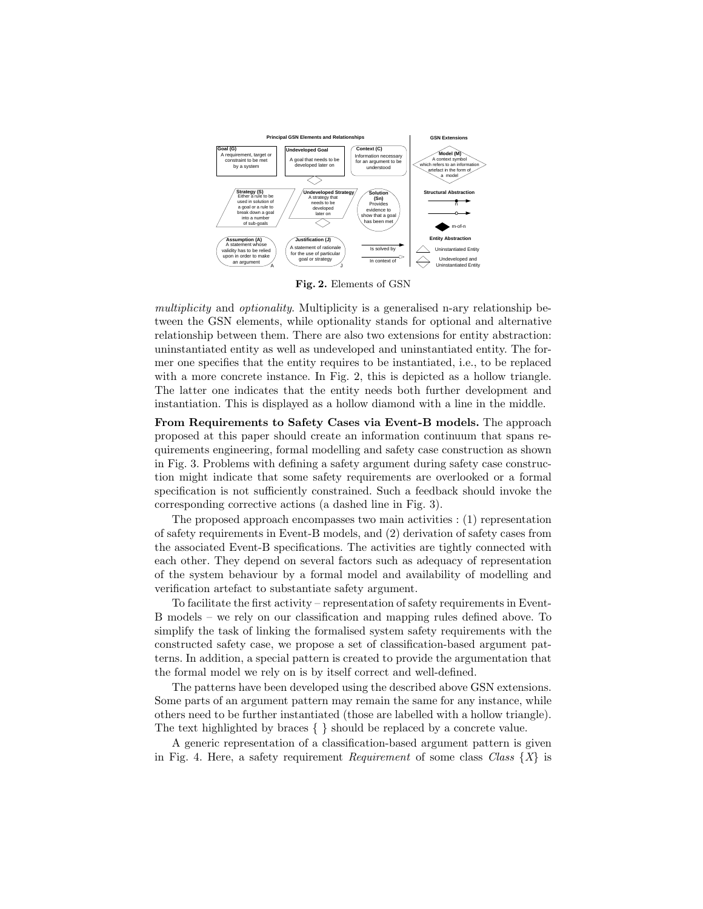Principal GSN Elements and Relationships

GSN Extensions

Goal (G)
A requirement, target or constraint to be met by a system

Undeveloped Goal
A goal that needs to be developed later on

Context (C)
Information necessary for an argument to be understood

Model (M)
A context symbol which refers to an information artefact in the form of a model

Strategy (S)
Either a rule to be used in solution of a goal or a rule to break down a goal into a number of sub-goals

Undeveloped Strategy
A strategy that needs to be developed later on

Solution (Sn)
Provides evidence to show that a goal has been met

Structural Abstraction

n

m-of-n

Assumption (A)
A statement whose validity has to be relied upon in order to make an argument
A

Justification (J)
A statement of rationale for the use of particular goal or strategy
J

Is solved by

In context of

Entity Abstraction

Uninstantiated Entity

Undeveloped and Uninstantiated Entity

**Fig. 2.** Elements of GSN

*multiplicity* and *optionality*. Multiplicity is a generalised n-ary relationship between the GSN elements, while optionality stands for optional and alternative relationship between them. There are also two extensions for entity abstraction: uninstantiated entity as well as undeveloped and uninstantiated entity. The former one specifies that the entity requires to be instantiated, i.e., to be replaced with a more concrete instance. In Fig. 2, this is depicted as a hollow triangle. The latter one indicates that the entity needs both further development and instantiation. This is displayed as a hollow diamond with a line in the middle.

**From Requirements to Safety Cases via Event-B models.** The approach proposed at this paper should create an information continuum that spans requirements engineering, formal modelling and safety case construction as shown in Fig. 3. Problems with defining a safety argument during safety case construction might indicate that some safety requirements are overlooked or a formal specification is not sufficiently constrained. Such a feedback should invoke the corresponding corrective actions (a dashed line in Fig. 3).

The proposed approach encompasses two main activities : (1) representation of safety requirements in Event-B models, and (2) derivation of safety cases from the associated Event-B specifications. The activities are tightly connected with each other. They depend on several factors such as adequacy of representation of the system behaviour by a formal model and availability of modelling and verification artefact to substantiate safety argument.

To facilitate the first activity – representation of safety requirements in Event-B models – we rely on our classification and mapping rules defined above. To simplify the task of linking the formalised system safety requirements with the constructed safety case, we propose a set of classification-based argument patterns. In addition, a special pattern is created to provide the argumentation that the formal model we rely on is by itself correct and well-defined.

The patterns have been developed using the described above GSN extensions. Some parts of an argument pattern may remain the same for any instance, while others need to be further instantiated (those are labelled with a hollow triangle). The text highlighted by braces { } should be replaced by a concrete value.

A generic representation of a classification-based argument pattern is given in Fig. 4. Here, a safety requirement *Requirement* of some class *Class* {*X*} is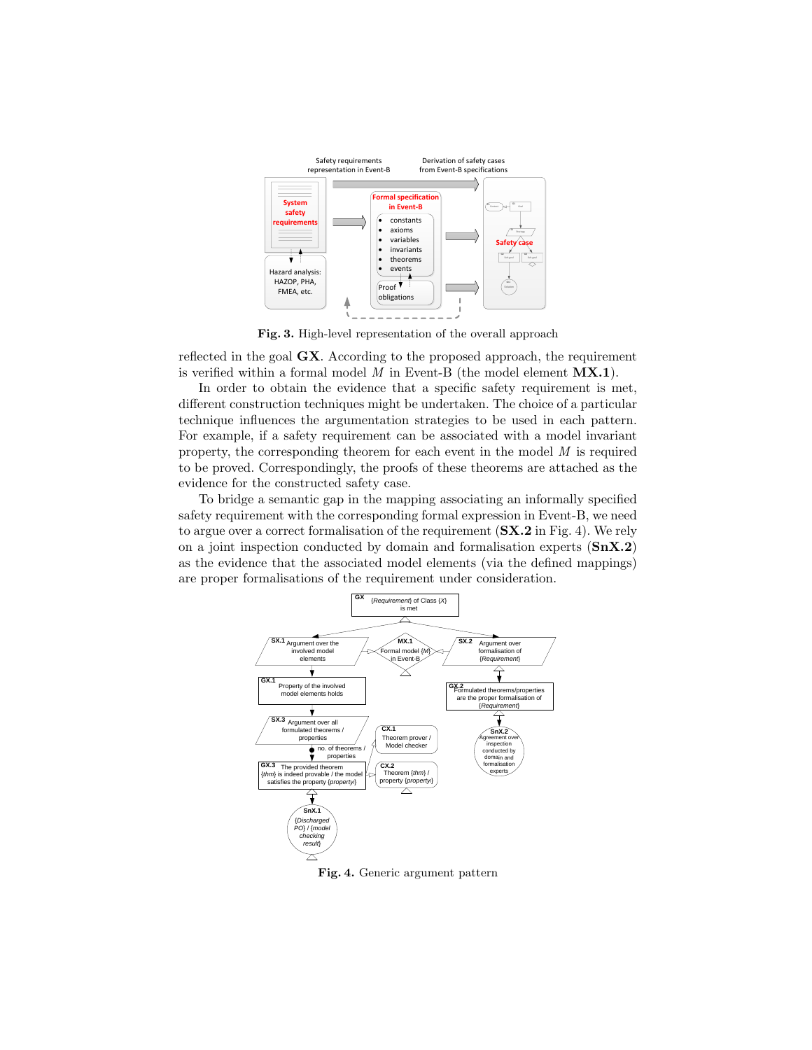**Fig. 3.** High-level representation of the overall approach

reflected in the goal **GX**. According to the proposed approach, the requirement is verified within a formal model $M$ in Event-B (the model element **MX.1**).

In order to obtain the evidence that a specific safety requirement is met, different construction techniques might be undertaken. The choice of a particular technique influences the argumentation strategies to be used in each pattern. For example, if a safety requirement can be associated with a model invariant property, the corresponding theorem for each event in the model $M$ is required to be proved. Correspondingly, the proofs of these theorems are attached as the evidence for the constructed safety case.

To bridge a semantic gap in the mapping associating an informally specified safety requirement with the corresponding formal expression in Event-B, we need to argue over a correct formalisation of the requirement (**SX.2** in Fig. 4). We rely on a joint inspection conducted by domain and formalisation experts (**SnX.2**) as the evidence that the associated model elements (via the defined mappings) are proper formalisations of the requirement under consideration.

**Fig. 4.** Generic argument pattern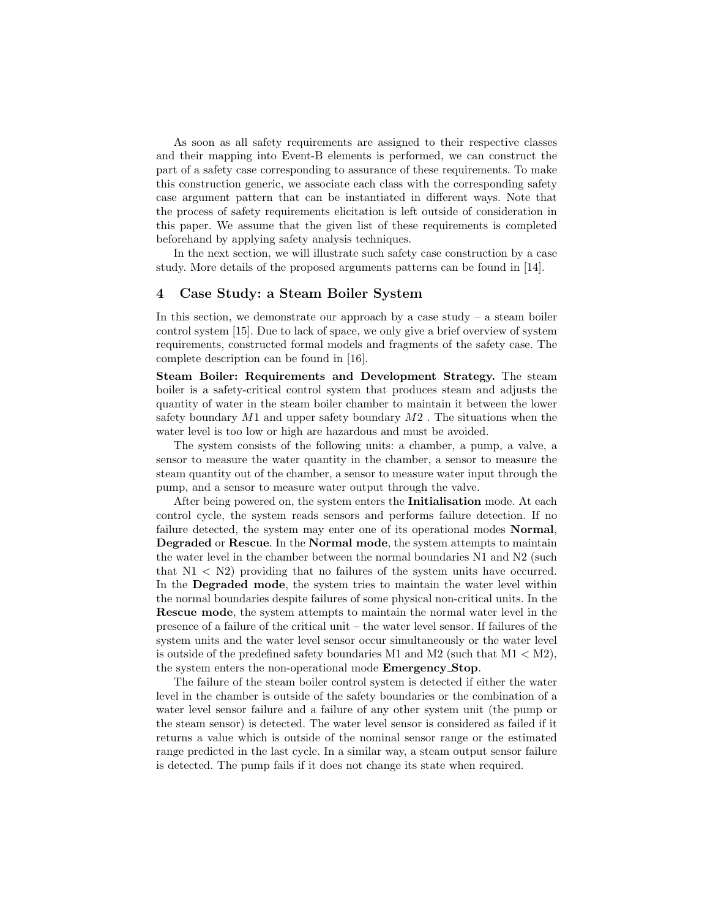As soon as all safety requirements are assigned to their respective classes and their mapping into Event-B elements is performed, we can construct the part of a safety case corresponding to assurance of these requirements. To make this construction generic, we associate each class with the corresponding safety case argument pattern that can be instantiated in different ways. Note that the process of safety requirements elicitation is left outside of consideration in this paper. We assume that the given list of these requirements is completed beforehand by applying safety analysis techniques.

In the next section, we will illustrate such safety case construction by a case study. More details of the proposed arguments patterns can be found in [14].

## 4 Case Study: a Steam Boiler System

In this section, we demonstrate our approach by a case study – a steam boiler control system [15]. Due to lack of space, we only give a brief overview of system requirements, constructed formal models and fragments of the safety case. The complete description can be found in [16].

**Steam Boiler: Requirements and Development Strategy.** The steam boiler is a safety-critical control system that produces steam and adjusts the quantity of water in the steam boiler chamber to maintain it between the lower safety boundary $M1$ and upper safety boundary $M2$ . The situations when the water level is too low or high are hazardous and must be avoided.

The system consists of the following units: a chamber, a pump, a valve, a sensor to measure the water quantity in the chamber, a sensor to measure the steam quantity out of the chamber, a sensor to measure water input through the pump, and a sensor to measure water output through the valve.

After being powered on, the system enters the **Initialisation** mode. At each control cycle, the system reads sensors and performs failure detection. If no failure detected, the system may enter one of its operational modes **Normal**, **Degraded** or **Rescue**. In the **Normal mode**, the system attempts to maintain the water level in the chamber between the normal boundaries N1 and N2 (such that N1 < N2) providing that no failures of the system units have occurred. In the **Degraded mode**, the system tries to maintain the water level within the normal boundaries despite failures of some physical non-critical units. In the **Rescue mode**, the system attempts to maintain the normal water level in the presence of a failure of the critical unit – the water level sensor. If failures of the system units and the water level sensor occur simultaneously or the water level is outside of the predefined safety boundaries M1 and M2 (such that M1 < M2), the system enters the non-operational mode **Emergency_Stop**.

The failure of the steam boiler control system is detected if either the water level in the chamber is outside of the safety boundaries or the combination of a water level sensor failure and a failure of any other system unit (the pump or the steam sensor) is detected. The water level sensor is considered as failed if it returns a value which is outside of the nominal sensor range or the estimated range predicted in the last cycle. In a similar way, a steam output sensor failure is detected. The pump fails if it does not change its state when required.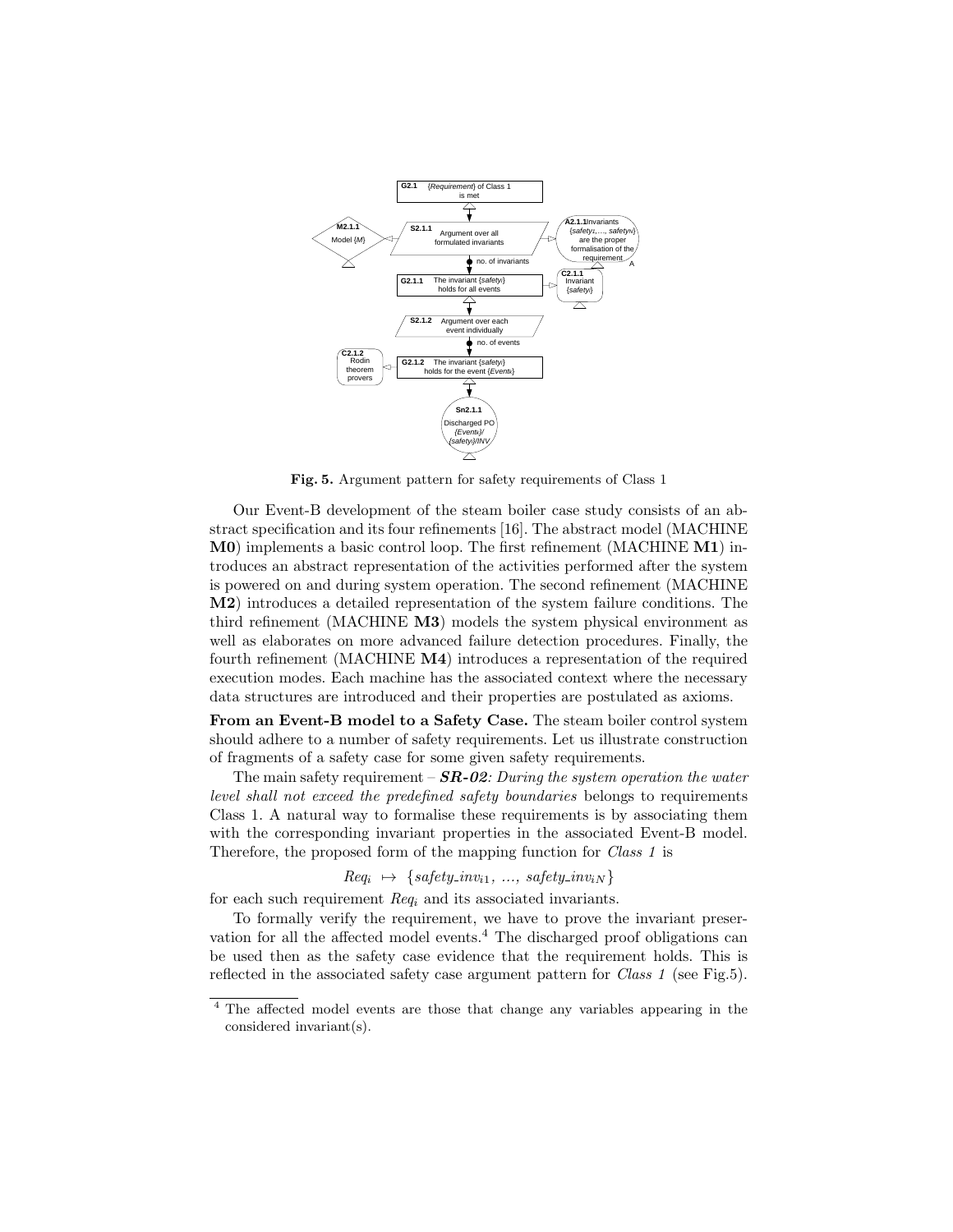Fig. 5. Argument pattern for safety requirements of Class 1

Our Event-B development of the steam boiler case study consists of an abstract specification and its four refinements [16]. The abstract model (MACHINE **M0**) implements a basic control loop. The first refinement (MACHINE **M1**) introduces an abstract representation of the activities performed after the system is powered on and during system operation. The second refinement (MACHINE **M2**) introduces a detailed representation of the system failure conditions. The third refinement (MACHINE **M3**) models the system physical environment as well as elaborates on more advanced failure detection procedures. Finally, the fourth refinement (MACHINE **M4**) introduces a representation of the required execution modes. Each machine has the associated context where the necessary data structures are introduced and their properties are postulated as axioms.

**From an Event-B model to a Safety Case.** The steam boiler control system should adhere to a number of safety requirements. Let us illustrate construction of fragments of a safety case for some given safety requirements.

The main safety requirement – ***SR-02****: During the system operation the water level shall not exceed the predefined safety boundaries* belongs to requirements Class 1. A natural way to formalise these requirements is by associating them with the corresponding invariant properties in the associated Event-B model. Therefore, the proposed form of the mapping function for *Class 1* is

$$Req_i \;\mapsto\; \{safety\_inv_{i1},\; ...,\; safety\_inv_{iN}\}$$

for each such requirement $Req_i$ and its associated invariants.

To formally verify the requirement, we have to prove the invariant preservation for all the affected model events.[4] The discharged proof obligations can be used then as the safety case evidence that the requirement holds. This is reflected in the associated safety case argument pattern for *Class 1* (see Fig.5).

[4] The affected model events are those that change any variables appearing in the considered invariant(s).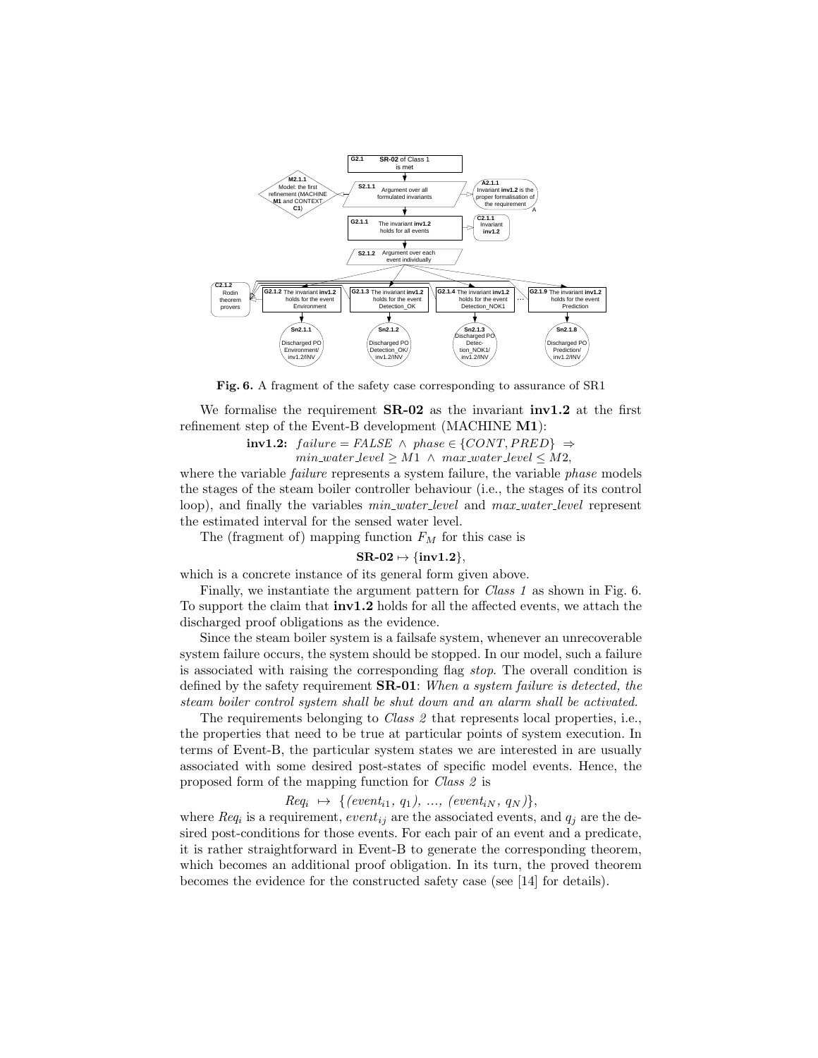**Fig. 6.** A fragment of the safety case corresponding to assurance of SR1

We formalise the requirement **SR-02** as the invariant **inv1.2** at the first refinement step of the Event-B development (MACHINE **M1**):

$$\textbf{inv1.2:}\;\; failure = FALSE \;\wedge\; phase \in \{CONT, PRED\} \;\Rightarrow$$
$$min\_water\_level \geq M1 \;\wedge\; max\_water\_level \leq M2,$$

where the variable *failure* represents a system failure, the variable *phase* models the stages of the steam boiler controller behaviour (i.e., the stages of its control loop), and finally the variables *min_water_level* and *max_water_level* represent the estimated interval for the sensed water level.

The (fragment of) mapping function $F_M$ for this case is

$$\textbf{SR-02} \mapsto \{\textbf{inv1.2}\},$$

which is a concrete instance of its general form given above.

Finally, we instantiate the argument pattern for *Class 1* as shown in Fig. 6. To support the claim that **inv1.2** holds for all the affected events, we attach the discharged proof obligations as the evidence.

Since the steam boiler system is a failsafe system, whenever an unrecoverable system failure occurs, the system should be stopped. In our model, such a failure is associated with raising the corresponding flag *stop*. The overall condition is defined by the safety requirement **SR-01**: *When a system failure is detected, the steam boiler control system shall be shut down and an alarm shall be activated.*

The requirements belonging to *Class 2* that represents local properties, i.e., the properties that need to be true at particular points of system execution. In terms of Event-B, the particular system states we are interested in are usually associated with some desired post-states of specific model events. Hence, the proposed form of the mapping function for *Class 2* is

$$Req_i \;\mapsto\; \{(event_{i1},\, q_1),\, ...,\, (event_{iN},\, q_N)\},$$

where $Req_i$ is a requirement, $event_{ij}$ are the associated events, and $q_j$ are the desired post-conditions for those events. For each pair of an event and a predicate, it is rather straightforward in Event-B to generate the corresponding theorem, which becomes an additional proof obligation. In its turn, the proved theorem becomes the evidence for the constructed safety case (see [14] for details).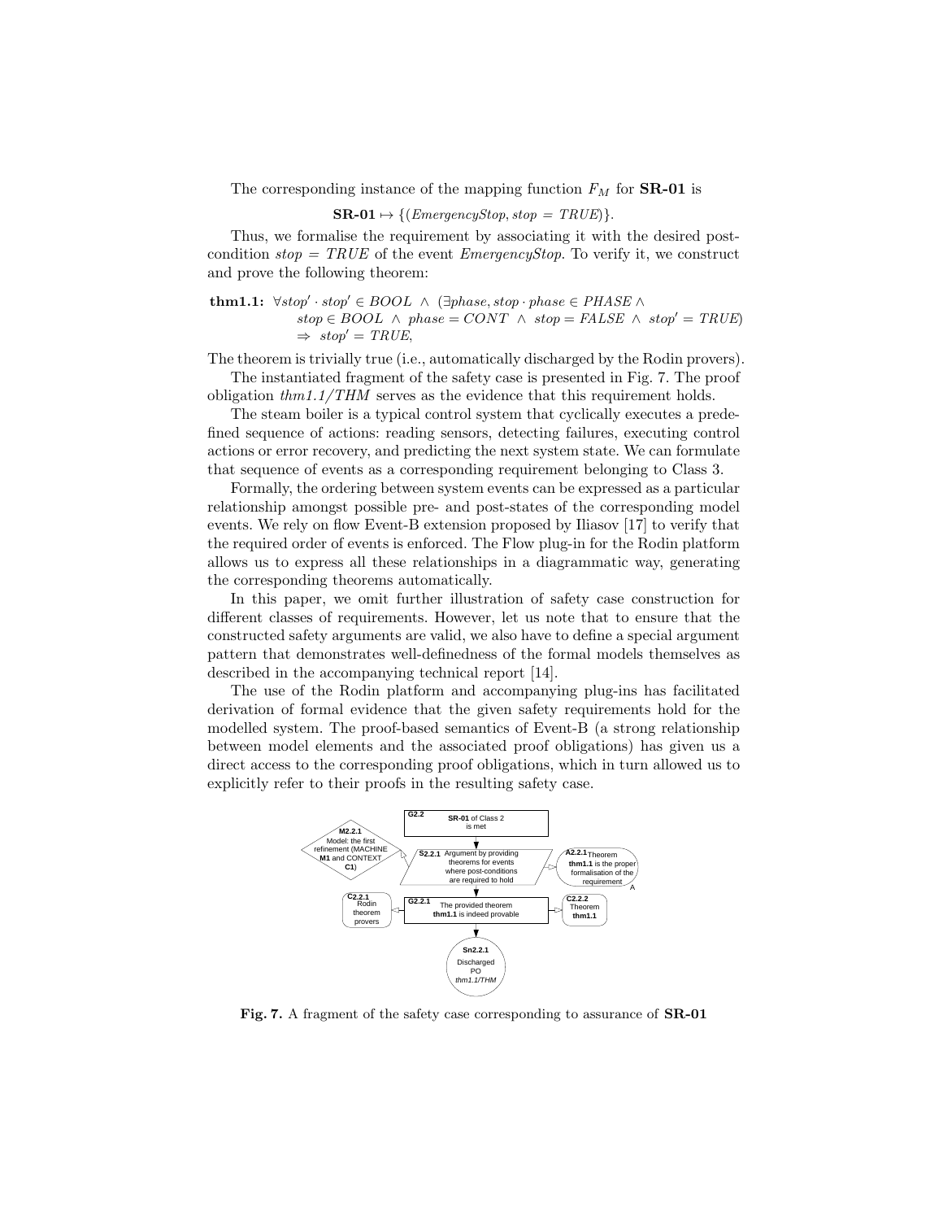The corresponding instance of the mapping function $F_M$ for **SR-01** is

$$\textbf{SR-01} \mapsto \{(EmergencyStop, stop = TRUE)\}.$$

Thus, we formalise the requirement by associating it with the desired post-condition $stop = TRUE$ of the event *EmergencyStop*. To verify it, we construct and prove the following theorem:

**thm1.1:** $\forall stop' \cdot stop' \in BOOL \ \wedge \ (\exists phase, stop \cdot phase \in PHASE \wedge$
$stop \in BOOL \ \wedge \ phase = CONT \ \wedge \ stop = FALSE \ \wedge \ stop' = TRUE)$
$\Rightarrow \ stop' = TRUE,$

The theorem is trivially true (i.e., automatically discharged by the Rodin provers).

The instantiated fragment of the safety case is presented in Fig. 7. The proof obligation *thm1.1/THM* serves as the evidence that this requirement holds.

The steam boiler is a typical control system that cyclically executes a predefined sequence of actions: reading sensors, detecting failures, executing control actions or error recovery, and predicting the next system state. We can formulate that sequence of events as a corresponding requirement belonging to Class 3.

Formally, the ordering between system events can be expressed as a particular relationship amongst possible pre- and post-states of the corresponding model events. We rely on flow Event-B extension proposed by Iliasov [17] to verify that the required order of events is enforced. The Flow plug-in for the Rodin platform allows us to express all these relationships in a diagrammatic way, generating the corresponding theorems automatically.

In this paper, we omit further illustration of safety case construction for different classes of requirements. However, let us note that to ensure that the constructed safety arguments are valid, we also have to define a special argument pattern that demonstrates well-definedness of the formal models themselves as described in the accompanying technical report [14].

The use of the Rodin platform and accompanying plug-ins has facilitated derivation of formal evidence that the given safety requirements hold for the modelled system. The proof-based semantics of Event-B (a strong relationship between model elements and the associated proof obligations) has given us a direct access to the corresponding proof obligations, which in turn allowed us to explicitly refer to their proofs in the resulting safety case.

**Fig. 7.** A fragment of the safety case corresponding to assurance of **SR-01**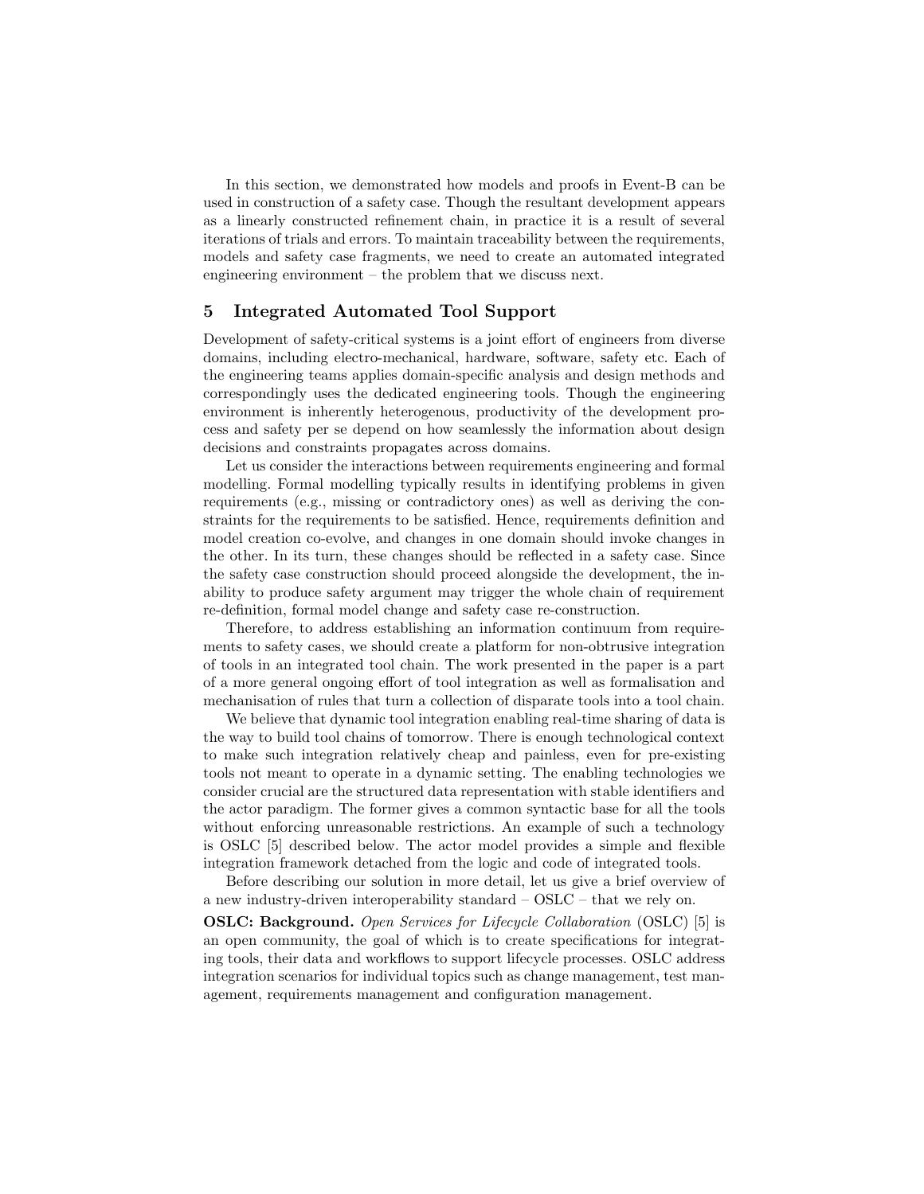In this section, we demonstrated how models and proofs in Event-B can be used in construction of a safety case. Though the resultant development appears as a linearly constructed refinement chain, in practice it is a result of several iterations of trials and errors. To maintain traceability between the requirements, models and safety case fragments, we need to create an automated integrated engineering environment – the problem that we discuss next.

## 5 Integrated Automated Tool Support

Development of safety-critical systems is a joint effort of engineers from diverse domains, including electro-mechanical, hardware, software, safety etc. Each of the engineering teams applies domain-specific analysis and design methods and correspondingly uses the dedicated engineering tools. Though the engineering environment is inherently heterogenous, productivity of the development process and safety per se depend on how seamlessly the information about design decisions and constraints propagates across domains.

Let us consider the interactions between requirements engineering and formal modelling. Formal modelling typically results in identifying problems in given requirements (e.g., missing or contradictory ones) as well as deriving the constraints for the requirements to be satisfied. Hence, requirements definition and model creation co-evolve, and changes in one domain should invoke changes in the other. In its turn, these changes should be reflected in a safety case. Since the safety case construction should proceed alongside the development, the inability to produce safety argument may trigger the whole chain of requirement re-definition, formal model change and safety case re-construction.

Therefore, to address establishing an information continuum from requirements to safety cases, we should create a platform for non-obtrusive integration of tools in an integrated tool chain. The work presented in the paper is a part of a more general ongoing effort of tool integration as well as formalisation and mechanisation of rules that turn a collection of disparate tools into a tool chain.

We believe that dynamic tool integration enabling real-time sharing of data is the way to build tool chains of tomorrow. There is enough technological context to make such integration relatively cheap and painless, even for pre-existing tools not meant to operate in a dynamic setting. The enabling technologies we consider crucial are the structured data representation with stable identifiers and the actor paradigm. The former gives a common syntactic base for all the tools without enforcing unreasonable restrictions. An example of such a technology is OSLC [5] described below. The actor model provides a simple and flexible integration framework detached from the logic and code of integrated tools.

Before describing our solution in more detail, let us give a brief overview of a new industry-driven interoperability standard – OSLC – that we rely on.

**OSLC: Background.** *Open Services for Lifecycle Collaboration* (OSLC) [5] is an open community, the goal of which is to create specifications for integrating tools, their data and workflows to support lifecycle processes. OSLC address integration scenarios for individual topics such as change management, test management, requirements management and configuration management.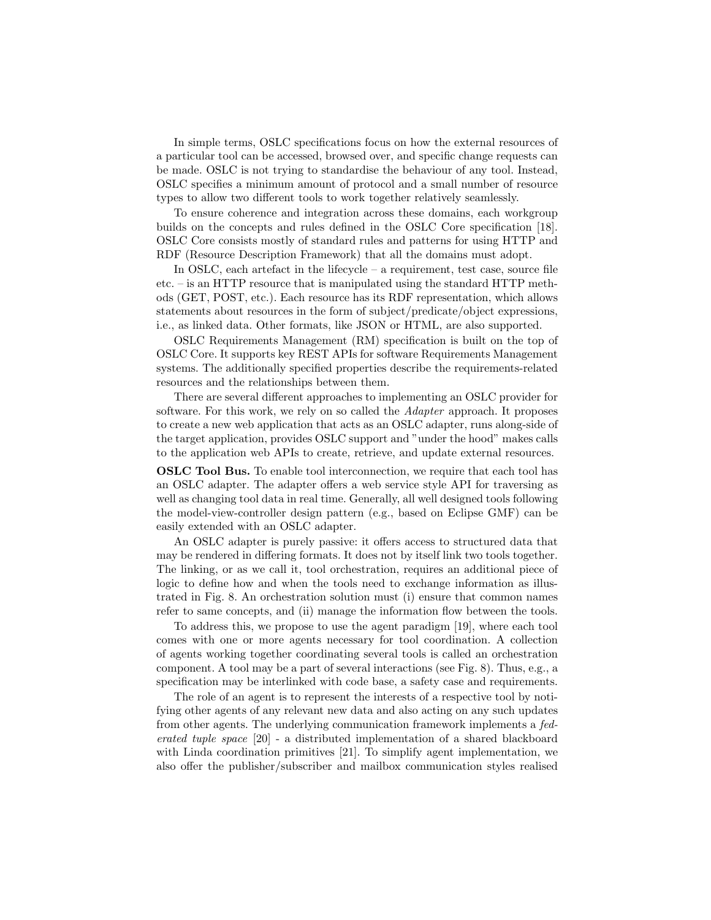In simple terms, OSLC specifications focus on how the external resources of a particular tool can be accessed, browsed over, and specific change requests can be made. OSLC is not trying to standardise the behaviour of any tool. Instead, OSLC specifies a minimum amount of protocol and a small number of resource types to allow two different tools to work together relatively seamlessly.

To ensure coherence and integration across these domains, each workgroup builds on the concepts and rules defined in the OSLC Core specification [18]. OSLC Core consists mostly of standard rules and patterns for using HTTP and RDF (Resource Description Framework) that all the domains must adopt.

In OSLC, each artefact in the lifecycle – a requirement, test case, source file etc. – is an HTTP resource that is manipulated using the standard HTTP methods (GET, POST, etc.). Each resource has its RDF representation, which allows statements about resources in the form of subject/predicate/object expressions, i.e., as linked data. Other formats, like JSON or HTML, are also supported.

OSLC Requirements Management (RM) specification is built on the top of OSLC Core. It supports key REST APIs for software Requirements Management systems. The additionally specified properties describe the requirements-related resources and the relationships between them.

There are several different approaches to implementing an OSLC provider for software. For this work, we rely on so called the *Adapter* approach. It proposes to create a new web application that acts as an OSLC adapter, runs along-side of the target application, provides OSLC support and "under the hood" makes calls to the application web APIs to create, retrieve, and update external resources.

**OSLC Tool Bus.** To enable tool interconnection, we require that each tool has an OSLC adapter. The adapter offers a web service style API for traversing as well as changing tool data in real time. Generally, all well designed tools following the model-view-controller design pattern (e.g., based on Eclipse GMF) can be easily extended with an OSLC adapter.

An OSLC adapter is purely passive: it offers access to structured data that may be rendered in differing formats. It does not by itself link two tools together. The linking, or as we call it, tool orchestration, requires an additional piece of logic to define how and when the tools need to exchange information as illustrated in Fig. 8. An orchestration solution must (i) ensure that common names refer to same concepts, and (ii) manage the information flow between the tools.

To address this, we propose to use the agent paradigm [19], where each tool comes with one or more agents necessary for tool coordination. A collection of agents working together coordinating several tools is called an orchestration component. A tool may be a part of several interactions (see Fig. 8). Thus, e.g., a specification may be interlinked with code base, a safety case and requirements.

The role of an agent is to represent the interests of a respective tool by notifying other agents of any relevant new data and also acting on any such updates from other agents. The underlying communication framework implements a *federated tuple space* [20] - a distributed implementation of a shared blackboard with Linda coordination primitives [21]. To simplify agent implementation, we also offer the publisher/subscriber and mailbox communication styles realised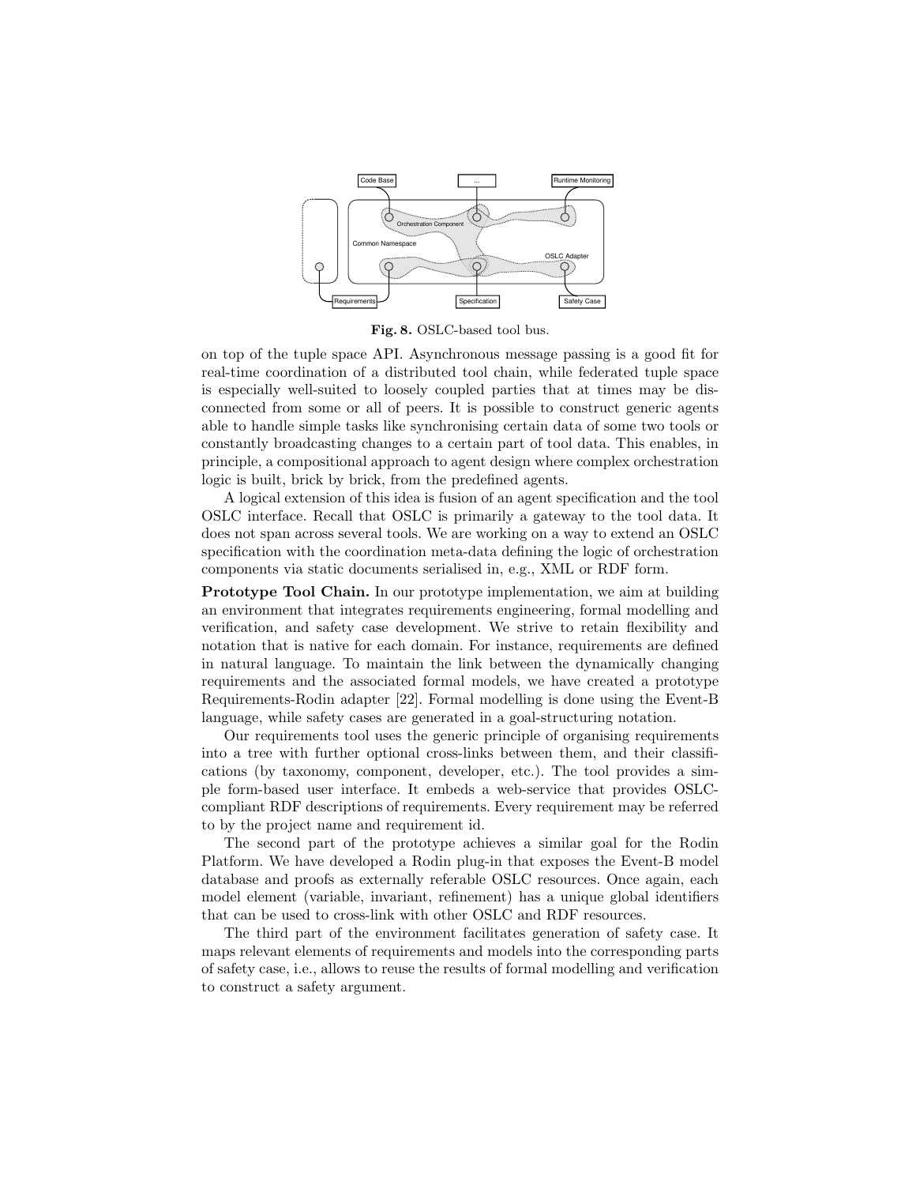Code Base
...
Runtime Monitoring
Orchestration Component
Common Namespace
OSLC Adapter
Requirements
Specification
Safety Case

**Fig. 8.** OSLC-based tool bus.

on top of the tuple space API. Asynchronous message passing is a good fit for real-time coordination of a distributed tool chain, while federated tuple space is especially well-suited to loosely coupled parties that at times may be disconnected from some or all of peers. It is possible to construct generic agents able to handle simple tasks like synchronising certain data of some two tools or constantly broadcasting changes to a certain part of tool data. This enables, in principle, a compositional approach to agent design where complex orchestration logic is built, brick by brick, from the predefined agents.

A logical extension of this idea is fusion of an agent specification and the tool OSLC interface. Recall that OSLC is primarily a gateway to the tool data. It does not span across several tools. We are working on a way to extend an OSLC specification with the coordination meta-data defining the logic of orchestration components via static documents serialised in, e.g., XML or RDF form.

**Prototype Tool Chain.** In our prototype implementation, we aim at building an environment that integrates requirements engineering, formal modelling and verification, and safety case development. We strive to retain flexibility and notation that is native for each domain. For instance, requirements are defined in natural language. To maintain the link between the dynamically changing requirements and the associated formal models, we have created a prototype Requirements-Rodin adapter [22]. Formal modelling is done using the Event-B language, while safety cases are generated in a goal-structuring notation.

Our requirements tool uses the generic principle of organising requirements into a tree with further optional cross-links between them, and their classifications (by taxonomy, component, developer, etc.). The tool provides a simple form-based user interface. It embeds a web-service that provides OSLC-compliant RDF descriptions of requirements. Every requirement may be referred to by the project name and requirement id.

The second part of the prototype achieves a similar goal for the Rodin Platform. We have developed a Rodin plug-in that exposes the Event-B model database and proofs as externally referable OSLC resources. Once again, each model element (variable, invariant, refinement) has a unique global identifiers that can be used to cross-link with other OSLC and RDF resources.

The third part of the environment facilitates generation of safety case. It maps relevant elements of requirements and models into the corresponding parts of safety case, i.e., allows to reuse the results of formal modelling and verification to construct a safety argument.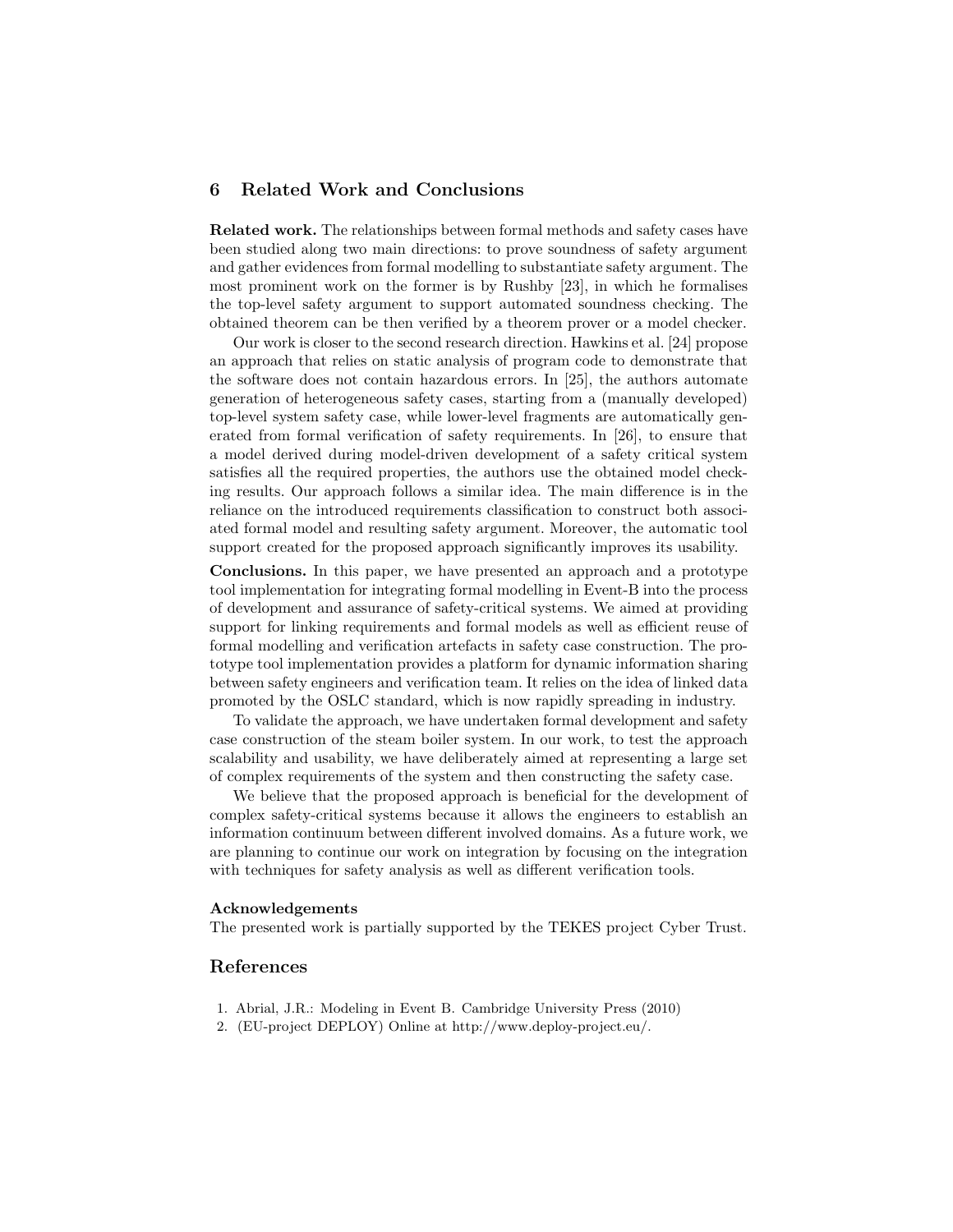## 6 Related Work and Conclusions

**Related work.** The relationships between formal methods and safety cases have been studied along two main directions: to prove soundness of safety argument and gather evidences from formal modelling to substantiate safety argument. The most prominent work on the former is by Rushby [23], in which he formalises the top-level safety argument to support automated soundness checking. The obtained theorem can be then verified by a theorem prover or a model checker.

Our work is closer to the second research direction. Hawkins et al. [24] propose an approach that relies on static analysis of program code to demonstrate that the software does not contain hazardous errors. In [25], the authors automate generation of heterogeneous safety cases, starting from a (manually developed) top-level system safety case, while lower-level fragments are automatically generated from formal verification of safety requirements. In [26], to ensure that a model derived during model-driven development of a safety critical system satisfies all the required properties, the authors use the obtained model checking results. Our approach follows a similar idea. The main difference is in the reliance on the introduced requirements classification to construct both associated formal model and resulting safety argument. Moreover, the automatic tool support created for the proposed approach significantly improves its usability.

**Conclusions.** In this paper, we have presented an approach and a prototype tool implementation for integrating formal modelling in Event-B into the process of development and assurance of safety-critical systems. We aimed at providing support for linking requirements and formal models as well as efficient reuse of formal modelling and verification artefacts in safety case construction. The prototype tool implementation provides a platform for dynamic information sharing between safety engineers and verification team. It relies on the idea of linked data promoted by the OSLC standard, which is now rapidly spreading in industry.

To validate the approach, we have undertaken formal development and safety case construction of the steam boiler system. In our work, to test the approach scalability and usability, we have deliberately aimed at representing a large set of complex requirements of the system and then constructing the safety case.

We believe that the proposed approach is beneficial for the development of complex safety-critical systems because it allows the engineers to establish an information continuum between different involved domains. As a future work, we are planning to continue our work on integration by focusing on the integration with techniques for safety analysis as well as different verification tools.

#### Acknowledgements

The presented work is partially supported by the TEKES project Cyber Trust.

## References

1. Abrial, J.R.: Modeling in Event B. Cambridge University Press (2010)
2. (EU-project DEPLOY) Online at http://www.deploy-project.eu/.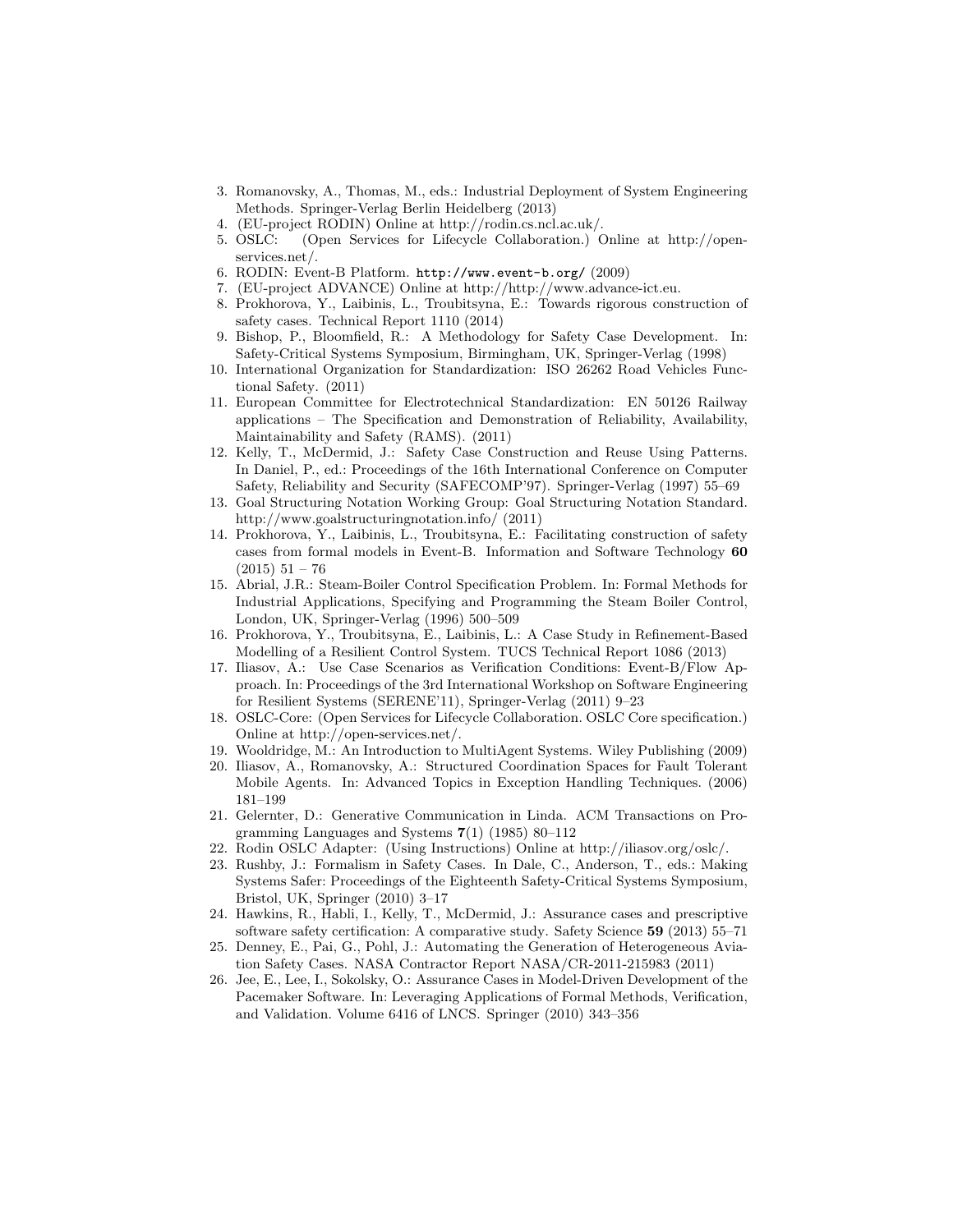3. Romanovsky, A., Thomas, M., eds.: Industrial Deployment of System Engineering Methods. Springer-Verlag Berlin Heidelberg (2013)
4. (EU-project RODIN) Online at http://rodin.cs.ncl.ac.uk/.
5. OSLC: (Open Services for Lifecycle Collaboration.) Online at http://open-services.net/.
6. RODIN: Event-B Platform. http://www.event-b.org/ (2009)
7. (EU-project ADVANCE) Online at http://http://www.advance-ict.eu.
8. Prokhorova, Y., Laibinis, L., Troubitsyna, E.: Towards rigorous construction of safety cases. Technical Report 1110 (2014)
9. Bishop, P., Bloomfield, R.: A Methodology for Safety Case Development. In: Safety-Critical Systems Symposium, Birmingham, UK, Springer-Verlag (1998)
10. International Organization for Standardization: ISO 26262 Road Vehicles Functional Safety. (2011)
11. European Committee for Electrotechnical Standardization: EN 50126 Railway applications – The Specification and Demonstration of Reliability, Availability, Maintainability and Safety (RAMS). (2011)
12. Kelly, T., McDermid, J.: Safety Case Construction and Reuse Using Patterns. In Daniel, P., ed.: Proceedings of the 16th International Conference on Computer Safety, Reliability and Security (SAFECOMP'97). Springer-Verlag (1997) 55–69
13. Goal Structuring Notation Working Group: Goal Structuring Notation Standard. http://www.goalstructuringnotation.info/ (2011)
14. Prokhorova, Y., Laibinis, L., Troubitsyna, E.: Facilitating construction of safety cases from formal models in Event-B. Information and Software Technology **60** (2015) 51 – 76
15. Abrial, J.R.: Steam-Boiler Control Specification Problem. In: Formal Methods for Industrial Applications, Specifying and Programming the Steam Boiler Control, London, UK, Springer-Verlag (1996) 500–509
16. Prokhorova, Y., Troubitsyna, E., Laibinis, L.: A Case Study in Refinement-Based Modelling of a Resilient Control System. TUCS Technical Report 1086 (2013)
17. Iliasov, A.: Use Case Scenarios as Verification Conditions: Event-B/Flow Approach. In: Proceedings of the 3rd International Workshop on Software Engineering for Resilient Systems (SERENE'11), Springer-Verlag (2011) 9–23
18. OSLC-Core: (Open Services for Lifecycle Collaboration. OSLC Core specification.) Online at http://open-services.net/.
19. Wooldridge, M.: An Introduction to MultiAgent Systems. Wiley Publishing (2009)
20. Iliasov, A., Romanovsky, A.: Structured Coordination Spaces for Fault Tolerant Mobile Agents. In: Advanced Topics in Exception Handling Techniques. (2006) 181–199
21. Gelernter, D.: Generative Communication in Linda. ACM Transactions on Programming Languages and Systems **7**(1) (1985) 80–112
22. Rodin OSLC Adapter: (Using Instructions) Online at http://iliasov.org/oslc/.
23. Rushby, J.: Formalism in Safety Cases. In Dale, C., Anderson, T., eds.: Making Systems Safer: Proceedings of the Eighteenth Safety-Critical Systems Symposium, Bristol, UK, Springer (2010) 3–17
24. Hawkins, R., Habli, I., Kelly, T., McDermid, J.: Assurance cases and prescriptive software safety certification: A comparative study. Safety Science **59** (2013) 55–71
25. Denney, E., Pai, G., Pohl, J.: Automating the Generation of Heterogeneous Aviation Safety Cases. NASA Contractor Report NASA/CR-2011-215983 (2011)
26. Jee, E., Lee, I., Sokolsky, O.: Assurance Cases in Model-Driven Development of the Pacemaker Software. In: Leveraging Applications of Formal Methods, Verification, and Validation. Volume 6416 of LNCS. Springer (2010) 343–356